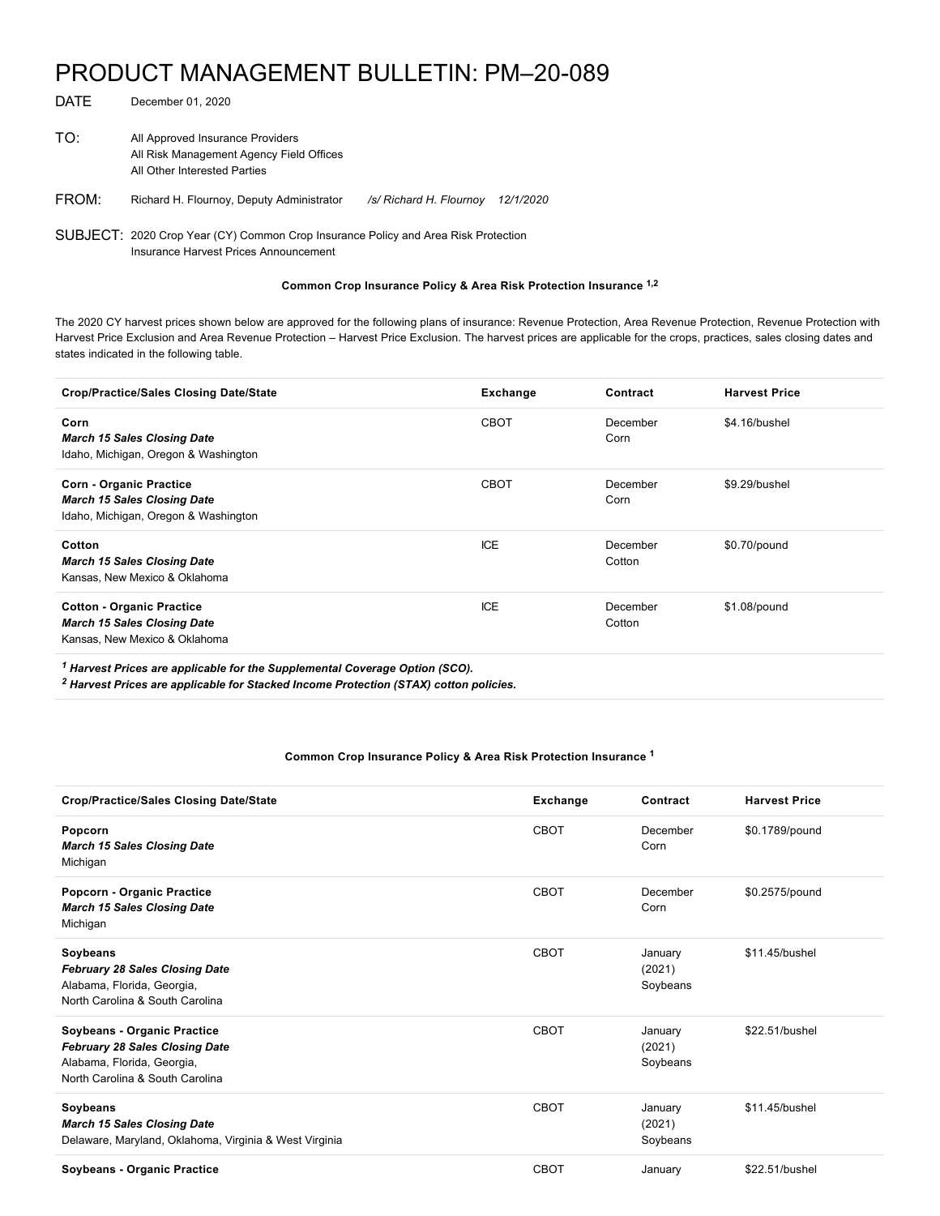# PRODUCT MANAGEMENT BULLETIN: PM–20-089

DATE December 01, 2020

TO: All Approved Insurance Providers
All Risk Management Agency Field Offices
All Other Interested Parties

FROM: Richard H. Flournoy, Deputy Administrator */s/ Richard H. Flournoy 12/1/2020*

SUBJECT: 2020 Crop Year (CY) Common Crop Insurance Policy and Area Risk Protection Insurance Harvest Prices Announcement

**Common Crop Insurance Policy & Area Risk Protection Insurance [1,2]**

The 2020 CY harvest prices shown below are approved for the following plans of insurance: Revenue Protection, Area Revenue Protection, Revenue Protection with Harvest Price Exclusion and Area Revenue Protection – Harvest Price Exclusion. The harvest prices are applicable for the crops, practices, sales closing dates and states indicated in the following table.

| Crop/Practice/Sales Closing Date/State | Exchange | Contract | Harvest Price |
|---|---|---|---|
| **Corn**<br>***March 15 Sales Closing Date***<br>Idaho, Michigan, Oregon & Washington | CBOT | December Corn | $4.16/bushel |
| **Corn - Organic Practice**<br>***March 15 Sales Closing Date***<br>Idaho, Michigan, Oregon & Washington | CBOT | December Corn | $9.29/bushel |
| **Cotton**<br>***March 15 Sales Closing Date***<br>Kansas, New Mexico & Oklahoma | ICE | December Cotton | $0.70/pound |
| **Cotton - Organic Practice**<br>***March 15 Sales Closing Date***<br>Kansas, New Mexico & Oklahoma | ICE | December Cotton | $1.08/pound |

***[1] Harvest Prices are applicable for the Supplemental Coverage Option (SCO).***
***[2] Harvest Prices are applicable for Stacked Income Protection (STAX) cotton policies.***

**Common Crop Insurance Policy & Area Risk Protection Insurance [1]**

| Crop/Practice/Sales Closing Date/State | Exchange | Contract | Harvest Price |
|---|---|---|---|
| **Popcorn**<br>***March 15 Sales Closing Date***<br>Michigan | CBOT | December Corn | $0.1789/pound |
| **Popcorn - Organic Practice**<br>***March 15 Sales Closing Date***<br>Michigan | CBOT | December Corn | $0.2575/pound |
| **Soybeans**<br>***February 28 Sales Closing Date***<br>Alabama, Florida, Georgia, North Carolina & South Carolina | CBOT | January (2021) Soybeans | $11.45/bushel |
| **Soybeans - Organic Practice**<br>***February 28 Sales Closing Date***<br>Alabama, Florida, Georgia, North Carolina & South Carolina | CBOT | January (2021) Soybeans | $22.51/bushel |
| **Soybeans**<br>***March 15 Sales Closing Date***<br>Delaware, Maryland, Oklahoma, Virginia & West Virginia | CBOT | January (2021) Soybeans | $11.45/bushel |
| **Soybeans - Organic Practice** | CBOT | January | $22.51/bushel |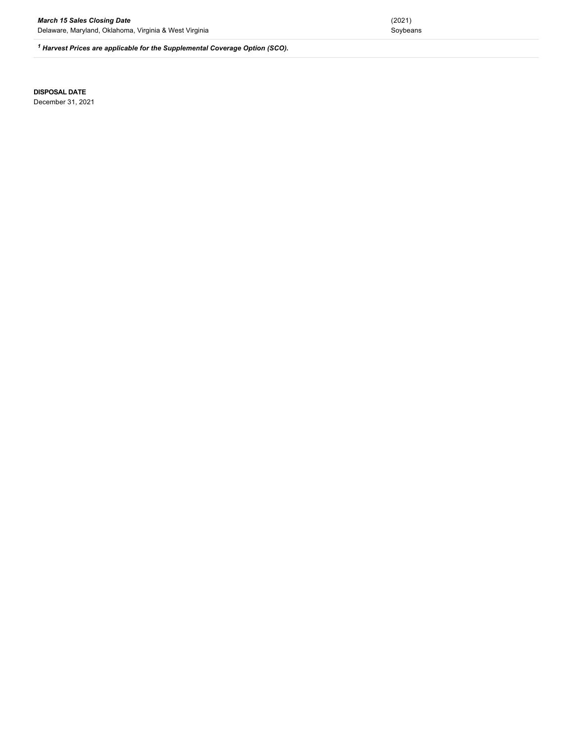| | |
|---|---|
| ***March 15 Sales Closing Date*** | (2021) |
| Delaware, Maryland, Oklahoma, Virginia & West Virginia | Soybeans |

[1] ***Harvest Prices are applicable for the Supplemental Coverage Option (SCO).***

**DISPOSAL DATE**

December 31, 2021